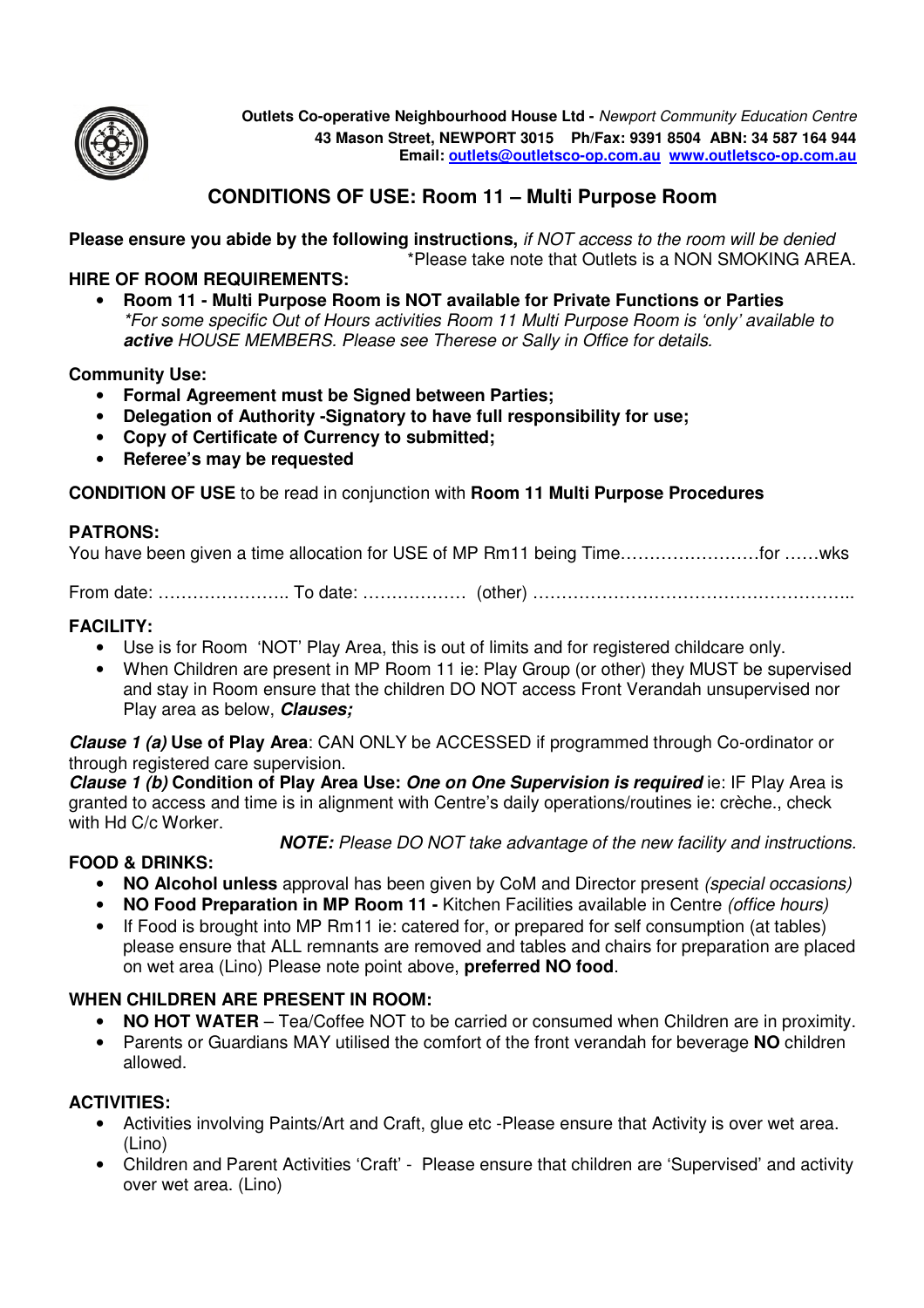**Outlets Co-operative Neighbourhood House Ltd -** *Newport Community Education Centre*
**43 Mason Street, NEWPORT 3015 Ph/Fax: 9391 8504 ABN: 34 587 164 944**
**Email: outlets@outletsco-op.com.au www.outletsco-op.com.au**

## CONDITIONS OF USE: Room 11 – Multi Purpose Room

**Please ensure you abide by the following instructions,** *if NOT access to the room will be denied*
*Please take note that Outlets is a NON SMOKING AREA.

**HIRE OF ROOM REQUIREMENTS:**

- **Room 11 - Multi Purpose Room is NOT available for Private Functions or Parties**
  *\*For some specific Out of Hours activities Room 11 Multi Purpose Room is 'only' available to **active** HOUSE MEMBERS. Please see Therese or Sally in Office for details.*

**Community Use:**

- **Formal Agreement must be Signed between Parties;**
- **Delegation of Authority -Signatory to have full responsibility for use;**
- **Copy of Certificate of Currency to submitted;**
- **Referee's may be requested**

**CONDITION OF USE** to be read in conjunction with **Room 11 Multi Purpose Procedures**

**PATRONS:**

You have been given a time allocation for USE of MP Rm11 being Time……………………for ……wks

From date: ………………….. To date: ……………… (other) ………………………………………………..

**FACILITY:**

- Use is for Room 'NOT' Play Area, this is out of limits and for registered childcare only.
- When Children are present in MP Room 11 ie: Play Group (or other) they MUST be supervised and stay in Room ensure that the children DO NOT access Front Verandah unsupervised nor Play area as below, ***Clauses;***

***Clause 1 (a)*** **Use of Play Area**: CAN ONLY be ACCESSED if programmed through Co-ordinator or through registered care supervision.
***Clause 1 (b)*** **Condition of Play Area Use: *One on One Supervision is required*** ie: IF Play Area is granted to access and time is in alignment with Centre's daily operations/routines ie: crèche., check with Hd C/c Worker.

***NOTE:*** *Please DO NOT take advantage of the new facility and instructions.*

**FOOD & DRINKS:**

- **NO Alcohol unless** approval has been given by CoM and Director present *(special occasions)*
- **NO Food Preparation in MP Room 11 -** Kitchen Facilities available in Centre *(office hours)*
- If Food is brought into MP Rm11 ie: catered for, or prepared for self consumption (at tables) please ensure that ALL remnants are removed and tables and chairs for preparation are placed on wet area (Lino) Please note point above, **preferred NO food**.

**WHEN CHILDREN ARE PRESENT IN ROOM:**

- **NO HOT WATER** – Tea/Coffee NOT to be carried or consumed when Children are in proximity.
- Parents or Guardians MAY utilised the comfort of the front verandah for beverage **NO** children allowed.

**ACTIVITIES:**

- Activities involving Paints/Art and Craft, glue etc -Please ensure that Activity is over wet area. (Lino)
- Children and Parent Activities 'Craft' - Please ensure that children are 'Supervised' and activity over wet area. (Lino)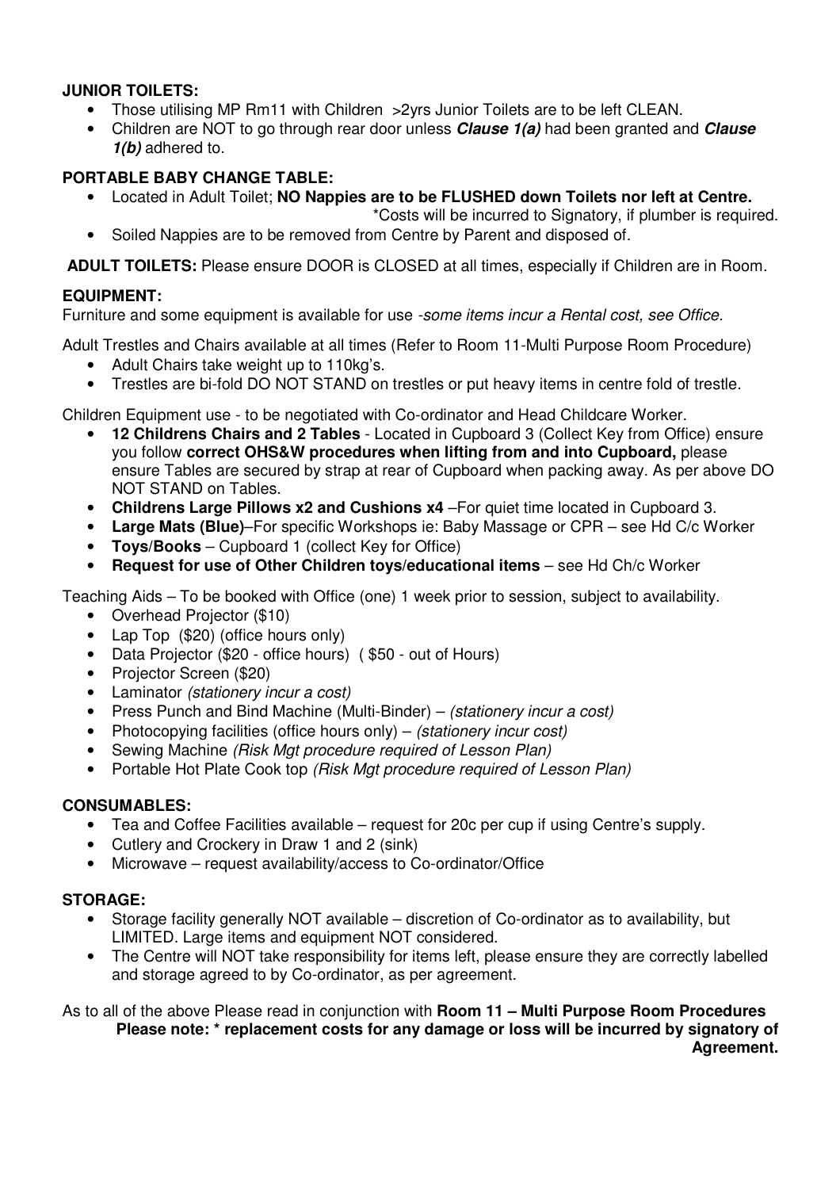**JUNIOR TOILETS:**

- Those utilising MP Rm11 with Children >2yrs Junior Toilets are to be left CLEAN.
- Children are NOT to go through rear door unless ***Clause 1(a)*** had been granted and ***Clause 1(b)*** adhered to.

**PORTABLE BABY CHANGE TABLE:**

- Located in Adult Toilet; **NO Nappies are to be FLUSHED down Toilets nor left at Centre.** *Costs will be incurred to Signatory, if plumber is required.
- Soiled Nappies are to be removed from Centre by Parent and disposed of.

**ADULT TOILETS:** Please ensure DOOR is CLOSED at all times, especially if Children are in Room.

**EQUIPMENT:**

Furniture and some equipment is available for use *-some items incur a Rental cost, see Office.*

Adult Trestles and Chairs available at all times (Refer to Room 11-Multi Purpose Room Procedure)

- Adult Chairs take weight up to 110kg's.
- Trestles are bi-fold DO NOT STAND on trestles or put heavy items in centre fold of trestle.

Children Equipment use - to be negotiated with Co-ordinator and Head Childcare Worker.

- **12 Childrens Chairs and 2 Tables** - Located in Cupboard 3 (Collect Key from Office) ensure you follow **correct OHS&W procedures when lifting from and into Cupboard,** please ensure Tables are secured by strap at rear of Cupboard when packing away. As per above DO NOT STAND on Tables.
- **Childrens Large Pillows x2 and Cushions x4** –For quiet time located in Cupboard 3.
- **Large Mats (Blue)**–For specific Workshops ie: Baby Massage or CPR – see Hd C/c Worker
- **Toys/Books** – Cupboard 1 (collect Key for Office)
- **Request for use of Other Children toys/educational items** – see Hd Ch/c Worker

Teaching Aids – To be booked with Office (one) 1 week prior to session, subject to availability.

- Overhead Projector ($10)
- Lap Top ($20) (office hours only)
- Data Projector ($20 - office hours) ( $50 - out of Hours)
- Projector Screen ($20)
- Laminator *(stationery incur a cost)*
- Press Punch and Bind Machine (Multi-Binder) – *(stationery incur a cost)*
- Photocopying facilities (office hours only) – *(stationery incur cost)*
- Sewing Machine *(Risk Mgt procedure required of Lesson Plan)*
- Portable Hot Plate Cook top *(Risk Mgt procedure required of Lesson Plan)*

**CONSUMABLES:**

- Tea and Coffee Facilities available – request for 20c per cup if using Centre's supply.
- Cutlery and Crockery in Draw 1 and 2 (sink)
- Microwave – request availability/access to Co-ordinator/Office

**STORAGE:**

- Storage facility generally NOT available – discretion of Co-ordinator as to availability, but LIMITED. Large items and equipment NOT considered.
- The Centre will NOT take responsibility for items left, please ensure they are correctly labelled and storage agreed to by Co-ordinator, as per agreement.

As to all of the above Please read in conjunction with **Room 11 – Multi Purpose Room Procedures**

**Please note: * replacement costs for any damage or loss will be incurred by signatory of Agreement.**